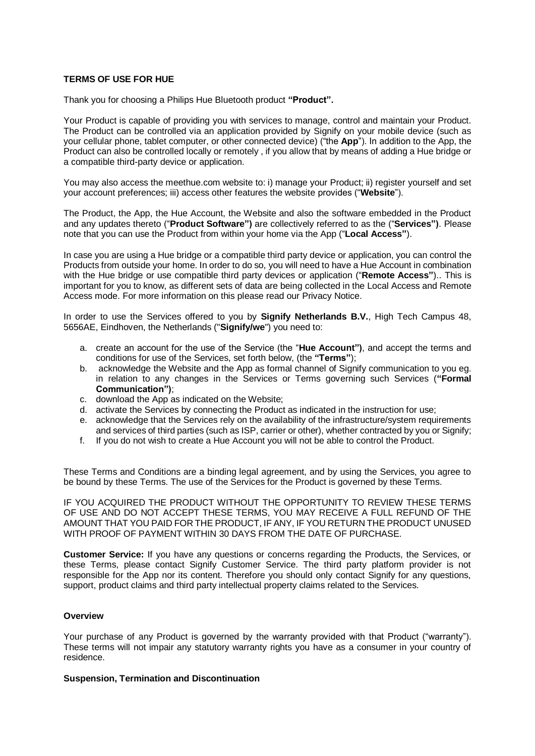**TERMS OF USE FOR HUE**

Thank you for choosing a Philips Hue Bluetooth product **"Product".**

Your Product is capable of providing you with services to manage, control and maintain your Product. The Product can be controlled via an application provided by Signify on your mobile device (such as your cellular phone, tablet computer, or other connected device) ("the **App**"). In addition to the App, the Product can also be controlled locally or remotely , if you allow that by means of adding a Hue bridge or a compatible third-party device or application.

You may also access the meethue.com website to: i) manage your Product; ii) register yourself and set your account preferences; iii) access other features the website provides ("**Website**").

The Product, the App, the Hue Account, the Website and also the software embedded in the Product and any updates thereto ("**Product Software")** are collectively referred to as the ("**Services")**. Please note that you can use the Product from within your home via the App ("**Local Access"**).

In case you are using a Hue bridge or a compatible third party device or application, you can control the Products from outside your home. In order to do so, you will need to have a Hue Account in combination with the Hue bridge or use compatible third party devices or application ("**Remote Access"**).. This is important for you to know, as different sets of data are being collected in the Local Access and Remote Access mode. For more information on this please read our Privacy Notice.

In order to use the Services offered to you by **Signify Netherlands B.V.**, High Tech Campus 48, 5656AE, Eindhoven, the Netherlands ("**Signify/we**") you need to:

a. create an account for the use of the Service (the "**Hue Account")**, and accept the terms and conditions for use of the Services, set forth below, (the **"Terms"**);
b. acknowledge the Website and the App as formal channel of Signify communication to you eg. in relation to any changes in the Services or Terms governing such Services (**"Formal Communication")**;
c. download the App as indicated on the Website;
d. activate the Services by connecting the Product as indicated in the instruction for use;
e. acknowledge that the Services rely on the availability of the infrastructure/system requirements and services of third parties (such as ISP, carrier or other), whether contracted by you or Signify;
f. If you do not wish to create a Hue Account you will not be able to control the Product.

These Terms and Conditions are a binding legal agreement, and by using the Services, you agree to be bound by these Terms. The use of the Services for the Product is governed by these Terms.

IF YOU ACQUIRED THE PRODUCT WITHOUT THE OPPORTUNITY TO REVIEW THESE TERMS OF USE AND DO NOT ACCEPT THESE TERMS, YOU MAY RECEIVE A FULL REFUND OF THE AMOUNT THAT YOU PAID FOR THE PRODUCT, IF ANY, IF YOU RETURN THE PRODUCT UNUSED WITH PROOF OF PAYMENT WITHIN 30 DAYS FROM THE DATE OF PURCHASE.

**Customer Service:** If you have any questions or concerns regarding the Products, the Services, or these Terms, please contact Signify Customer Service. The third party platform provider is not responsible for the App nor its content. Therefore you should only contact Signify for any questions, support, product claims and third party intellectual property claims related to the Services.

**Overview**

Your purchase of any Product is governed by the warranty provided with that Product ("warranty"). These terms will not impair any statutory warranty rights you have as a consumer in your country of residence.

**Suspension, Termination and Discontinuation**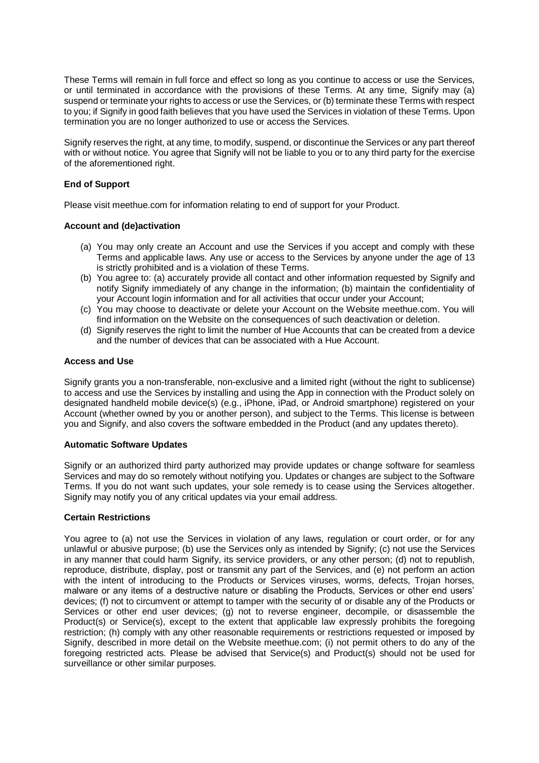These Terms will remain in full force and effect so long as you continue to access or use the Services, or until terminated in accordance with the provisions of these Terms. At any time, Signify may (a) suspend or terminate your rights to access or use the Services, or (b) terminate these Terms with respect to you; if Signify in good faith believes that you have used the Services in violation of these Terms. Upon termination you are no longer authorized to use or access the Services.

Signify reserves the right, at any time, to modify, suspend, or discontinue the Services or any part thereof with or without notice. You agree that Signify will not be liable to you or to any third party for the exercise of the aforementioned right.

**End of Support**

Please visit meethue.com for information relating to end of support for your Product.

**Account and (de)activation**

(a) You may only create an Account and use the Services if you accept and comply with these Terms and applicable laws. Any use or access to the Services by anyone under the age of 13 is strictly prohibited and is a violation of these Terms.
(b) You agree to: (a) accurately provide all contact and other information requested by Signify and notify Signify immediately of any change in the information; (b) maintain the confidentiality of your Account login information and for all activities that occur under your Account;
(c) You may choose to deactivate or delete your Account on the Website meethue.com. You will find information on the Website on the consequences of such deactivation or deletion.
(d) Signify reserves the right to limit the number of Hue Accounts that can be created from a device and the number of devices that can be associated with a Hue Account.

**Access and Use**

Signify grants you a non-transferable, non-exclusive and a limited right (without the right to sublicense) to access and use the Services by installing and using the App in connection with the Product solely on designated handheld mobile device(s) (e.g., iPhone, iPad, or Android smartphone) registered on your Account (whether owned by you or another person), and subject to the Terms. This license is between you and Signify, and also covers the software embedded in the Product (and any updates thereto).

**Automatic Software Updates**

Signify or an authorized third party authorized may provide updates or change software for seamless Services and may do so remotely without notifying you. Updates or changes are subject to the Software Terms. If you do not want such updates, your sole remedy is to cease using the Services altogether. Signify may notify you of any critical updates via your email address.

**Certain Restrictions**

You agree to (a) not use the Services in violation of any laws, regulation or court order, or for any unlawful or abusive purpose; (b) use the Services only as intended by Signify; (c) not use the Services in any manner that could harm Signify, its service providers, or any other person; (d) not to republish, reproduce, distribute, display, post or transmit any part of the Services, and (e) not perform an action with the intent of introducing to the Products or Services viruses, worms, defects, Trojan horses, malware or any items of a destructive nature or disabling the Products, Services or other end users' devices; (f) not to circumvent or attempt to tamper with the security of or disable any of the Products or Services or other end user devices; (g) not to reverse engineer, decompile, or disassemble the Product(s) or Service(s), except to the extent that applicable law expressly prohibits the foregoing restriction; (h) comply with any other reasonable requirements or restrictions requested or imposed by Signify, described in more detail on the Website meethue.com; (i) not permit others to do any of the foregoing restricted acts. Please be advised that Service(s) and Product(s) should not be used for surveillance or other similar purposes.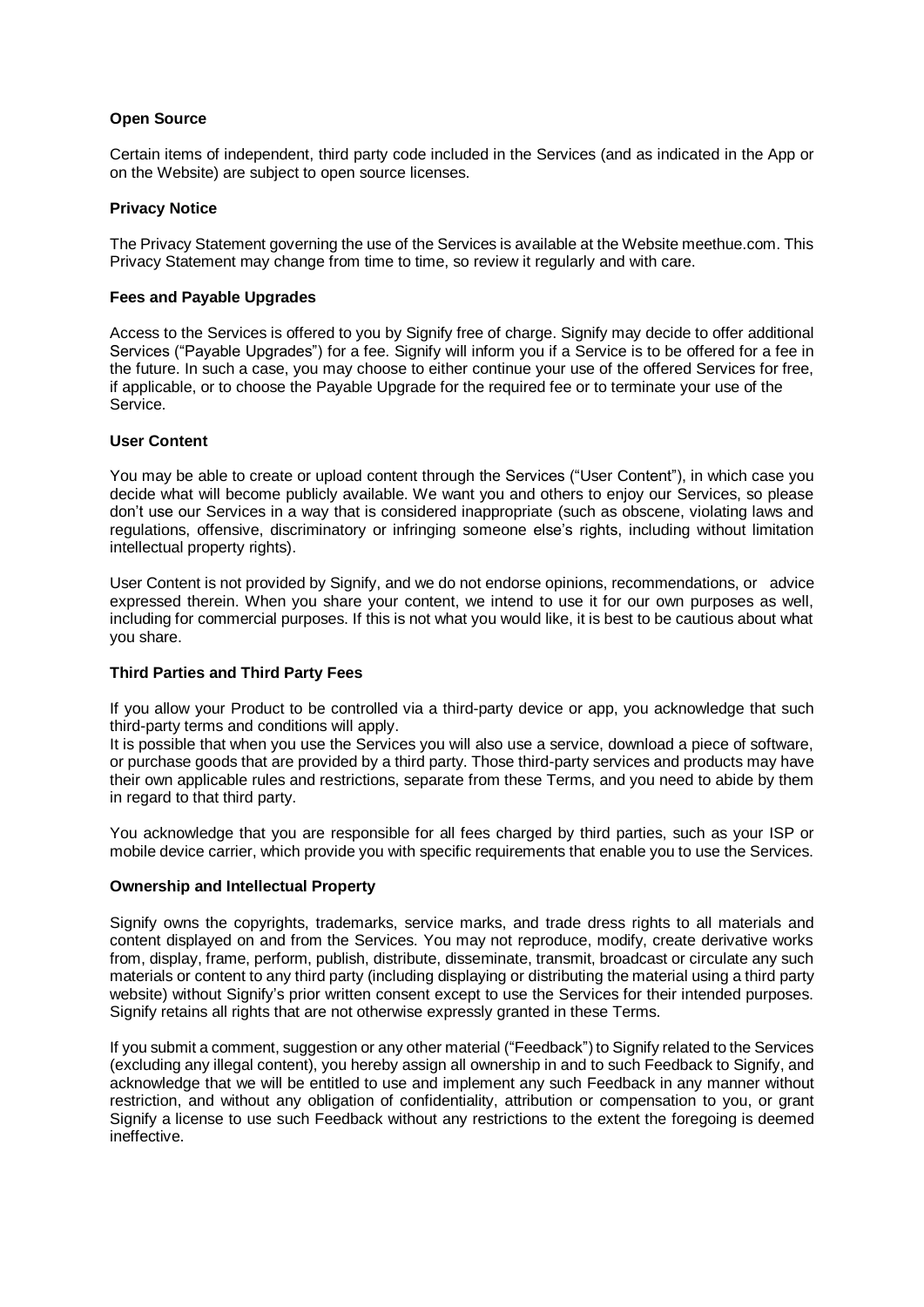**Open Source**

Certain items of independent, third party code included in the Services (and as indicated in the App or on the Website) are subject to open source licenses.

**Privacy Notice**

The Privacy Statement governing the use of the Services is available at the Website meethue.com. This Privacy Statement may change from time to time, so review it regularly and with care.

**Fees and Payable Upgrades**

Access to the Services is offered to you by Signify free of charge. Signify may decide to offer additional Services ("Payable Upgrades") for a fee. Signify will inform you if a Service is to be offered for a fee in the future. In such a case, you may choose to either continue your use of the offered Services for free, if applicable, or to choose the Payable Upgrade for the required fee or to terminate your use of the Service.

**User Content**

You may be able to create or upload content through the Services ("User Content"), in which case you decide what will become publicly available. We want you and others to enjoy our Services, so please don't use our Services in a way that is considered inappropriate (such as obscene, violating laws and regulations, offensive, discriminatory or infringing someone else's rights, including without limitation intellectual property rights).

User Content is not provided by Signify, and we do not endorse opinions, recommendations, or advice expressed therein. When you share your content, we intend to use it for our own purposes as well, including for commercial purposes. If this is not what you would like, it is best to be cautious about what you share.

**Third Parties and Third Party Fees**

If you allow your Product to be controlled via a third-party device or app, you acknowledge that such third-party terms and conditions will apply.
It is possible that when you use the Services you will also use a service, download a piece of software, or purchase goods that are provided by a third party. Those third-party services and products may have their own applicable rules and restrictions, separate from these Terms, and you need to abide by them in regard to that third party.

You acknowledge that you are responsible for all fees charged by third parties, such as your ISP or mobile device carrier, which provide you with specific requirements that enable you to use the Services.

**Ownership and Intellectual Property**

Signify owns the copyrights, trademarks, service marks, and trade dress rights to all materials and content displayed on and from the Services. You may not reproduce, modify, create derivative works from, display, frame, perform, publish, distribute, disseminate, transmit, broadcast or circulate any such materials or content to any third party (including displaying or distributing the material using a third party website) without Signify's prior written consent except to use the Services for their intended purposes. Signify retains all rights that are not otherwise expressly granted in these Terms.

If you submit a comment, suggestion or any other material ("Feedback") to Signify related to the Services (excluding any illegal content), you hereby assign all ownership in and to such Feedback to Signify, and acknowledge that we will be entitled to use and implement any such Feedback in any manner without restriction, and without any obligation of confidentiality, attribution or compensation to you, or grant Signify a license to use such Feedback without any restrictions to the extent the foregoing is deemed ineffective.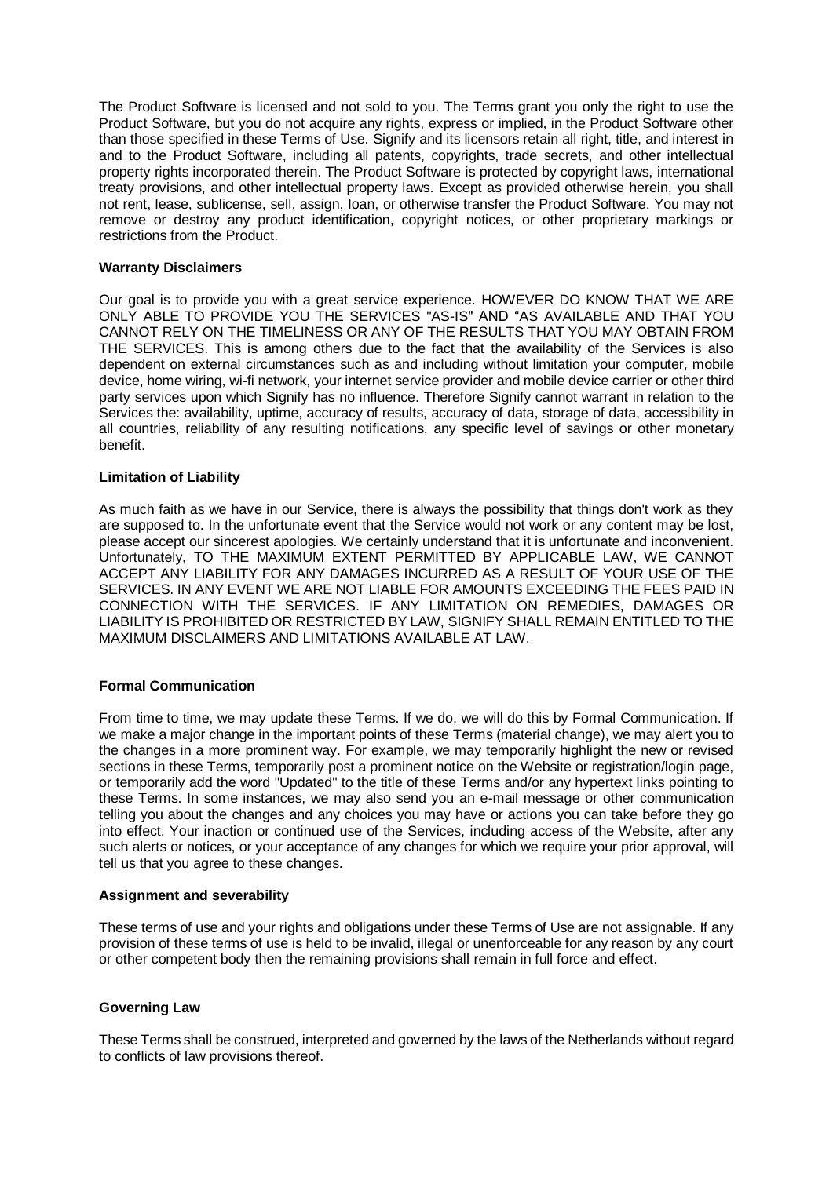The Product Software is licensed and not sold to you. The Terms grant you only the right to use the Product Software, but you do not acquire any rights, express or implied, in the Product Software other than those specified in these Terms of Use. Signify and its licensors retain all right, title, and interest in and to the Product Software, including all patents, copyrights, trade secrets, and other intellectual property rights incorporated therein. The Product Software is protected by copyright laws, international treaty provisions, and other intellectual property laws. Except as provided otherwise herein, you shall not rent, lease, sublicense, sell, assign, loan, or otherwise transfer the Product Software. You may not remove or destroy any product identification, copyright notices, or other proprietary markings or restrictions from the Product.

**Warranty Disclaimers**

Our goal is to provide you with a great service experience. HOWEVER DO KNOW THAT WE ARE ONLY ABLE TO PROVIDE YOU THE SERVICES "AS-IS" AND "AS AVAILABLE AND THAT YOU CANNOT RELY ON THE TIMELINESS OR ANY OF THE RESULTS THAT YOU MAY OBTAIN FROM THE SERVICES. This is among others due to the fact that the availability of the Services is also dependent on external circumstances such as and including without limitation your computer, mobile device, home wiring, wi-fi network, your internet service provider and mobile device carrier or other third party services upon which Signify has no influence. Therefore Signify cannot warrant in relation to the Services the: availability, uptime, accuracy of results, accuracy of data, storage of data, accessibility in all countries, reliability of any resulting notifications, any specific level of savings or other monetary benefit.

**Limitation of Liability**

As much faith as we have in our Service, there is always the possibility that things don't work as they are supposed to. In the unfortunate event that the Service would not work or any content may be lost, please accept our sincerest apologies. We certainly understand that it is unfortunate and inconvenient. Unfortunately, TO THE MAXIMUM EXTENT PERMITTED BY APPLICABLE LAW, WE CANNOT ACCEPT ANY LIABILITY FOR ANY DAMAGES INCURRED AS A RESULT OF YOUR USE OF THE SERVICES. IN ANY EVENT WE ARE NOT LIABLE FOR AMOUNTS EXCEEDING THE FEES PAID IN CONNECTION WITH THE SERVICES. IF ANY LIMITATION ON REMEDIES, DAMAGES OR LIABILITY IS PROHIBITED OR RESTRICTED BY LAW, SIGNIFY SHALL REMAIN ENTITLED TO THE MAXIMUM DISCLAIMERS AND LIMITATIONS AVAILABLE AT LAW.

**Formal Communication**

From time to time, we may update these Terms. If we do, we will do this by Formal Communication. If we make a major change in the important points of these Terms (material change), we may alert you to the changes in a more prominent way. For example, we may temporarily highlight the new or revised sections in these Terms, temporarily post a prominent notice on the Website or registration/login page, or temporarily add the word "Updated" to the title of these Terms and/or any hypertext links pointing to these Terms. In some instances, we may also send you an e-mail message or other communication telling you about the changes and any choices you may have or actions you can take before they go into effect. Your inaction or continued use of the Services, including access of the Website, after any such alerts or notices, or your acceptance of any changes for which we require your prior approval, will tell us that you agree to these changes.

**Assignment and severability**

These terms of use and your rights and obligations under these Terms of Use are not assignable. If any provision of these terms of use is held to be invalid, illegal or unenforceable for any reason by any court or other competent body then the remaining provisions shall remain in full force and effect.

**Governing Law**

These Terms shall be construed, interpreted and governed by the laws of the Netherlands without regard to conflicts of law provisions thereof.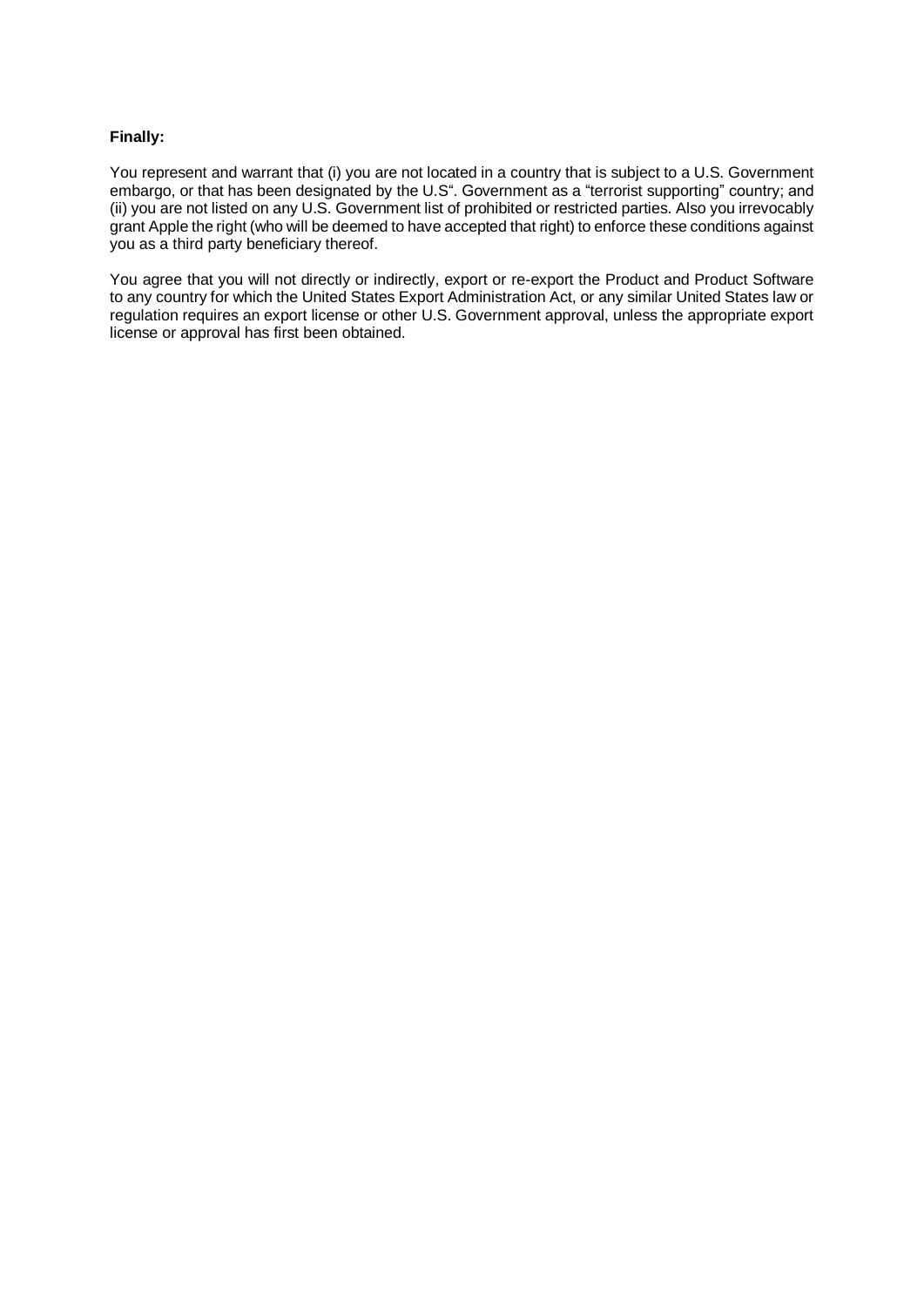**Finally:**

You represent and warrant that (i) you are not located in a country that is subject to a U.S. Government embargo, or that has been designated by the U.S". Government as a "terrorist supporting" country; and (ii) you are not listed on any U.S. Government list of prohibited or restricted parties. Also you irrevocably grant Apple the right (who will be deemed to have accepted that right) to enforce these conditions against you as a third party beneficiary thereof.

You agree that you will not directly or indirectly, export or re-export the Product and Product Software to any country for which the United States Export Administration Act, or any similar United States law or regulation requires an export license or other U.S. Government approval, unless the appropriate export license or approval has first been obtained.